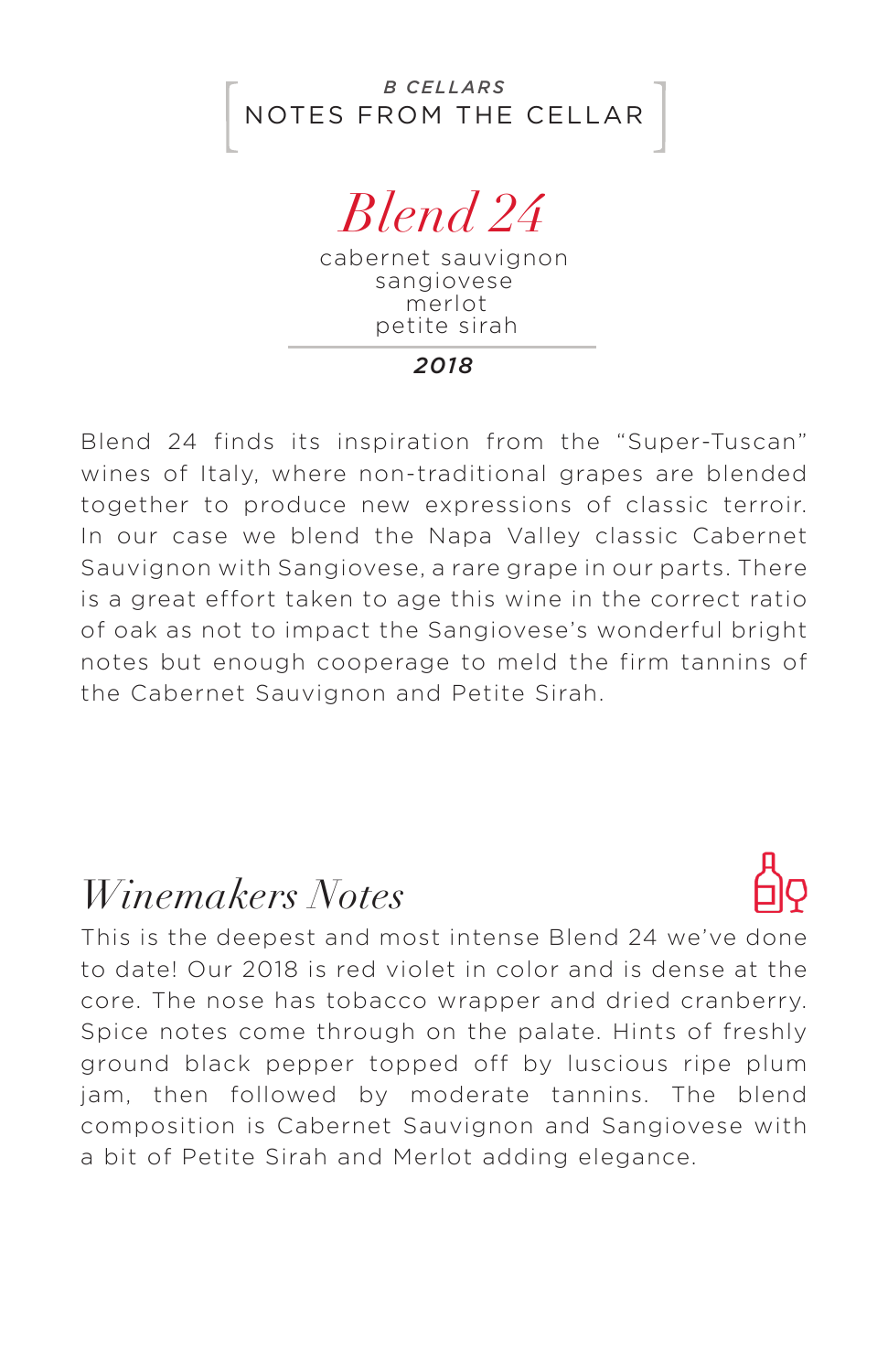B CELLARS

NOTES FROM THE CELLAR

# *Blend 24*

cabernet sauvignon
sangiovese
merlot
petite sirah

***2018***

Blend 24 finds its inspiration from the "Super-Tuscan" wines of Italy, where non-traditional grapes are blended together to produce new expressions of classic terroir. In our case we blend the Napa Valley classic Cabernet Sauvignon with Sangiovese, a rare grape in our parts. There is a great effort taken to age this wine in the correct ratio of oak as not to impact the Sangiovese's wonderful bright notes but enough cooperage to meld the firm tannins of the Cabernet Sauvignon and Petite Sirah.

## *Winemakers Notes*

This is the deepest and most intense Blend 24 we've done to date! Our 2018 is red violet in color and is dense at the core. The nose has tobacco wrapper and dried cranberry. Spice notes come through on the palate. Hints of freshly ground black pepper topped off by luscious ripe plum jam, then followed by moderate tannins. The blend composition is Cabernet Sauvignon and Sangiovese with a bit of Petite Sirah and Merlot adding elegance.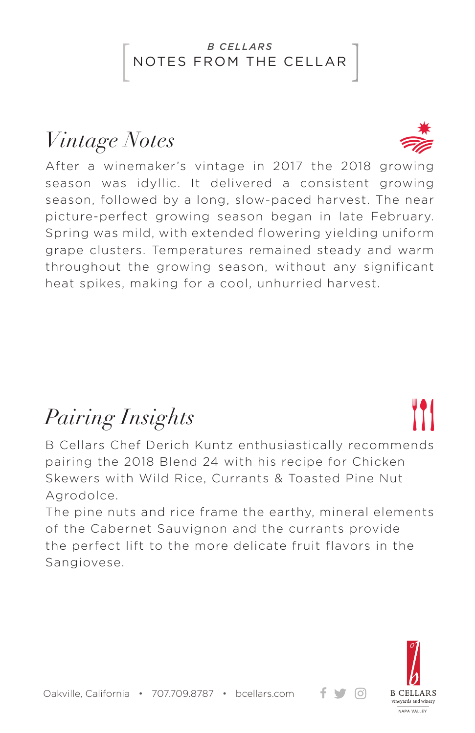B CELLARS
NOTES FROM THE CELLAR

## Vintage Notes

After a winemaker's vintage in 2017 the 2018 growing season was idyllic. It delivered a consistent growing season, followed by a long, slow-paced harvest. The near picture-perfect growing season began in late February. Spring was mild, with extended flowering yielding uniform grape clusters. Temperatures remained steady and warm throughout the growing season, without any significant heat spikes, making for a cool, unhurried harvest.

## Pairing Insights

B Cellars Chef Derich Kuntz enthusiastically recommends pairing the 2018 Blend 24 with his recipe for Chicken Skewers with Wild Rice, Currants & Toasted Pine Nut Agrodolce.

The pine nuts and rice frame the earthy, mineral elements of the Cabernet Sauvignon and the currants provide the perfect lift to the more delicate fruit flavors in the Sangiovese.

Oakville, California • 707.709.8787 • bcellars.com

B CELLARS
vineyards and winery
NAPA VALLEY